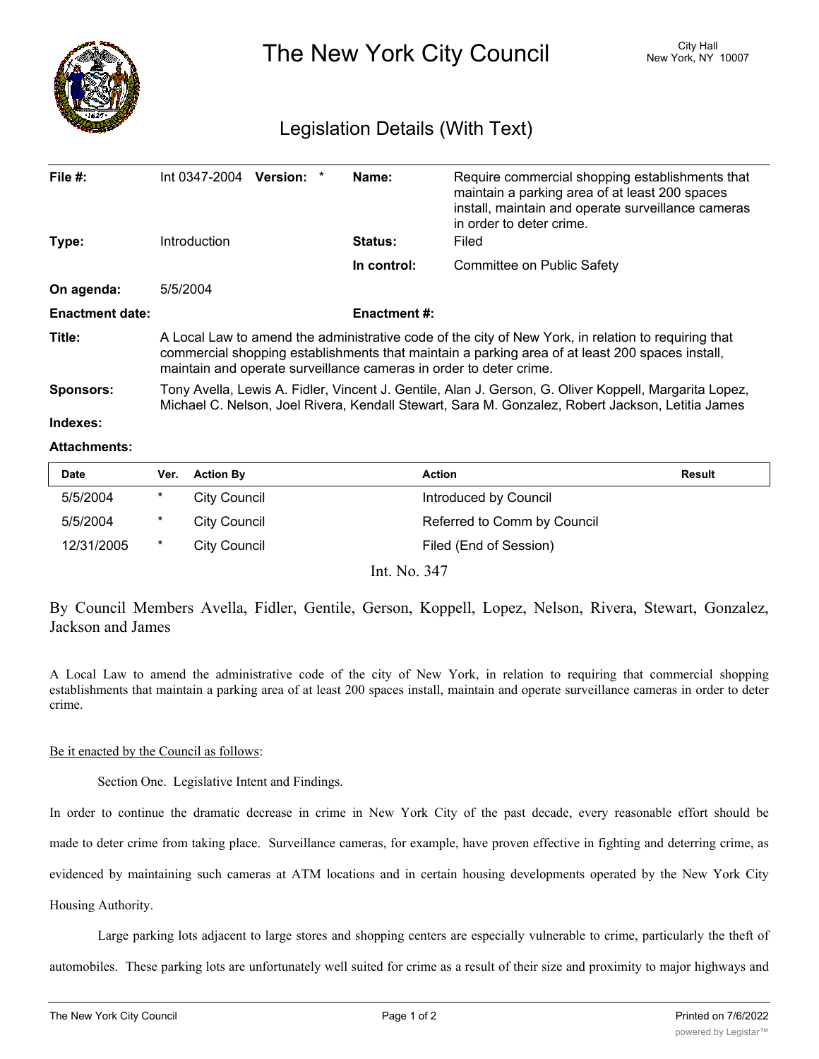# The New York City Council

City Hall
New York, NY 10007

## Legislation Details (With Text)

| | | | |
|---|---|---|---|
| **File #:** | Int 0347-2004 **Version:** * | **Name:** | Require commercial shopping establishments that maintain a parking area of at least 200 spaces install, maintain and operate surveillance cameras in order to deter crime. |
| **Type:** | Introduction | **Status:** | Filed |
| | | **In control:** | Committee on Public Safety |
| **On agenda:** | 5/5/2004 | | |
| **Enactment date:** | | **Enactment #:** | |
| **Title:** | A Local Law to amend the administrative code of the city of New York, in relation to requiring that commercial shopping establishments that maintain a parking area of at least 200 spaces install, maintain and operate surveillance cameras in order to deter crime. | | |
| **Sponsors:** | Tony Avella, Lewis A. Fidler, Vincent J. Gentile, Alan J. Gerson, G. Oliver Koppell, Margarita Lopez, Michael C. Nelson, Joel Rivera, Kendall Stewart, Sara M. Gonzalez, Robert Jackson, Letitia James | | |
| **Indexes:** | | | |
| **Attachments:** | | | |

| Date | Ver. | Action By | Action | Result |
|---|---|---|---|---|
| 5/5/2004 | * | City Council | Introduced by Council | |
| 5/5/2004 | * | City Council | Referred to Comm by Council | |
| 12/31/2005 | * | City Council | Filed (End of Session) | |

Int. No. 347

By Council Members Avella, Fidler, Gentile, Gerson, Koppell, Lopez, Nelson, Rivera, Stewart, Gonzalez, Jackson and James

A Local Law to amend the administrative code of the city of New York, in relation to requiring that commercial shopping establishments that maintain a parking area of at least 200 spaces install, maintain and operate surveillance cameras in order to deter crime.

Be it enacted by the Council as follows:

Section One. Legislative Intent and Findings.

In order to continue the dramatic decrease in crime in New York City of the past decade, every reasonable effort should be made to deter crime from taking place. Surveillance cameras, for example, have proven effective in fighting and deterring crime, as evidenced by maintaining such cameras at ATM locations and in certain housing developments operated by the New York City Housing Authority.

Large parking lots adjacent to large stores and shopping centers are especially vulnerable to crime, particularly the theft of automobiles. These parking lots are unfortunately well suited for crime as a result of their size and proximity to major highways and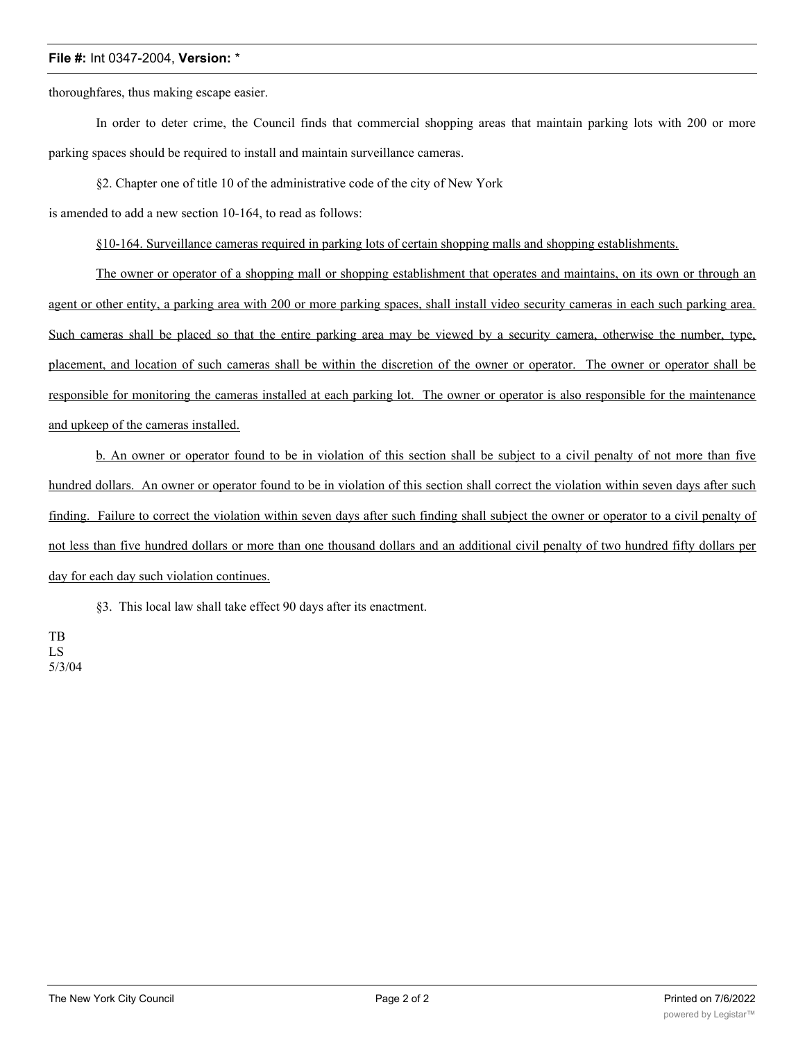thoroughfares, thus making escape easier.

In order to deter crime, the Council finds that commercial shopping areas that maintain parking lots with 200 or more parking spaces should be required to install and maintain surveillance cameras.

§2. Chapter one of title 10 of the administrative code of the city of New York is amended to add a new section 10-164, to read as follows:

§10-164. Surveillance cameras required in parking lots of certain shopping malls and shopping establishments.

The owner or operator of a shopping mall or shopping establishment that operates and maintains, on its own or through an agent or other entity, a parking area with 200 or more parking spaces, shall install video security cameras in each such parking area. Such cameras shall be placed so that the entire parking area may be viewed by a security camera, otherwise the number, type, placement, and location of such cameras shall be within the discretion of the owner or operator. The owner or operator shall be responsible for monitoring the cameras installed at each parking lot. The owner or operator is also responsible for the maintenance and upkeep of the cameras installed.

b. An owner or operator found to be in violation of this section shall be subject to a civil penalty of not more than five hundred dollars. An owner or operator found to be in violation of this section shall correct the violation within seven days after such finding. Failure to correct the violation within seven days after such finding shall subject the owner or operator to a civil penalty of not less than five hundred dollars or more than one thousand dollars and an additional civil penalty of two hundred fifty dollars per day for each day such violation continues.

§3. This local law shall take effect 90 days after its enactment.

TB
LS
5/3/04